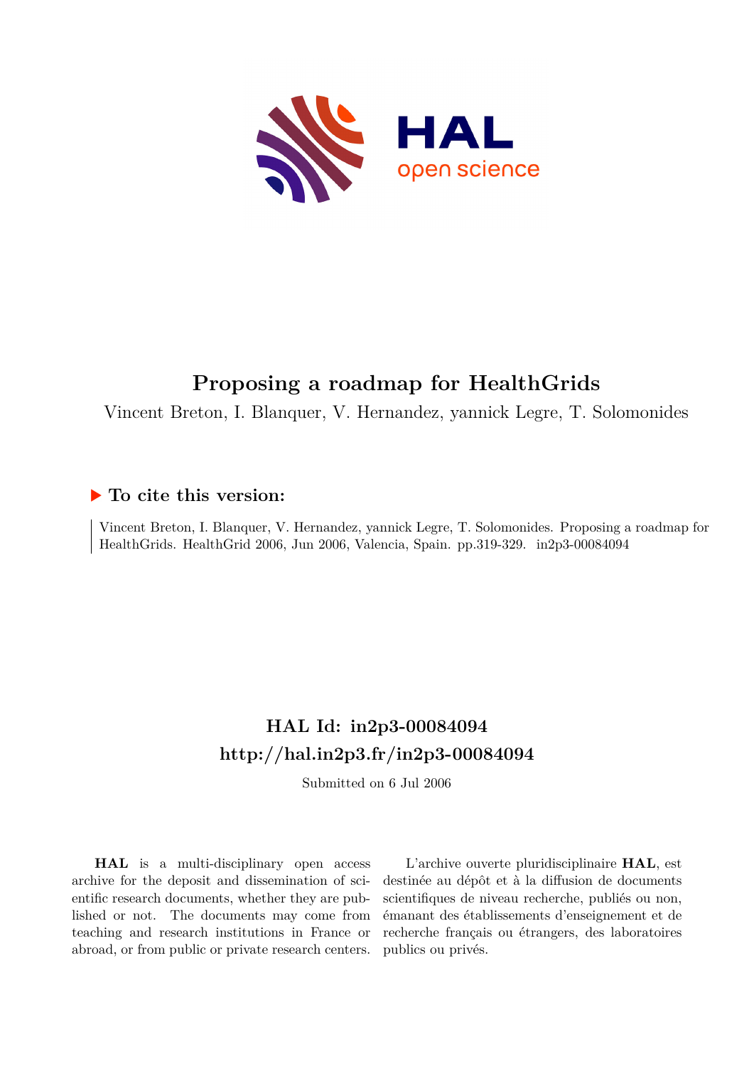# Proposing a roadmap for HealthGrids

Vincent Breton, I. Blanquer, V. Hernandez, yannick Legre, T. Solomonides

## ▶ To cite this version:

Vincent Breton, I. Blanquer, V. Hernandez, yannick Legre, T. Solomonides. Proposing a roadmap for HealthGrids. HealthGrid 2006, Jun 2006, Valencia, Spain. pp.319-329. in2p3-00084094

## HAL Id: in2p3-00084094

## http://hal.in2p3.fr/in2p3-00084094

Submitted on 6 Jul 2006

**HAL** is a multi-disciplinary open access archive for the deposit and dissemination of scientific research documents, whether they are published or not. The documents may come from teaching and research institutions in France or abroad, or from public or private research centers.

L'archive ouverte pluridisciplinaire **HAL**, est destinée au dépôt et à la diffusion de documents scientifiques de niveau recherche, publiés ou non, émanant des établissements d'enseignement et de recherche français ou étrangers, des laboratoires publics ou privés.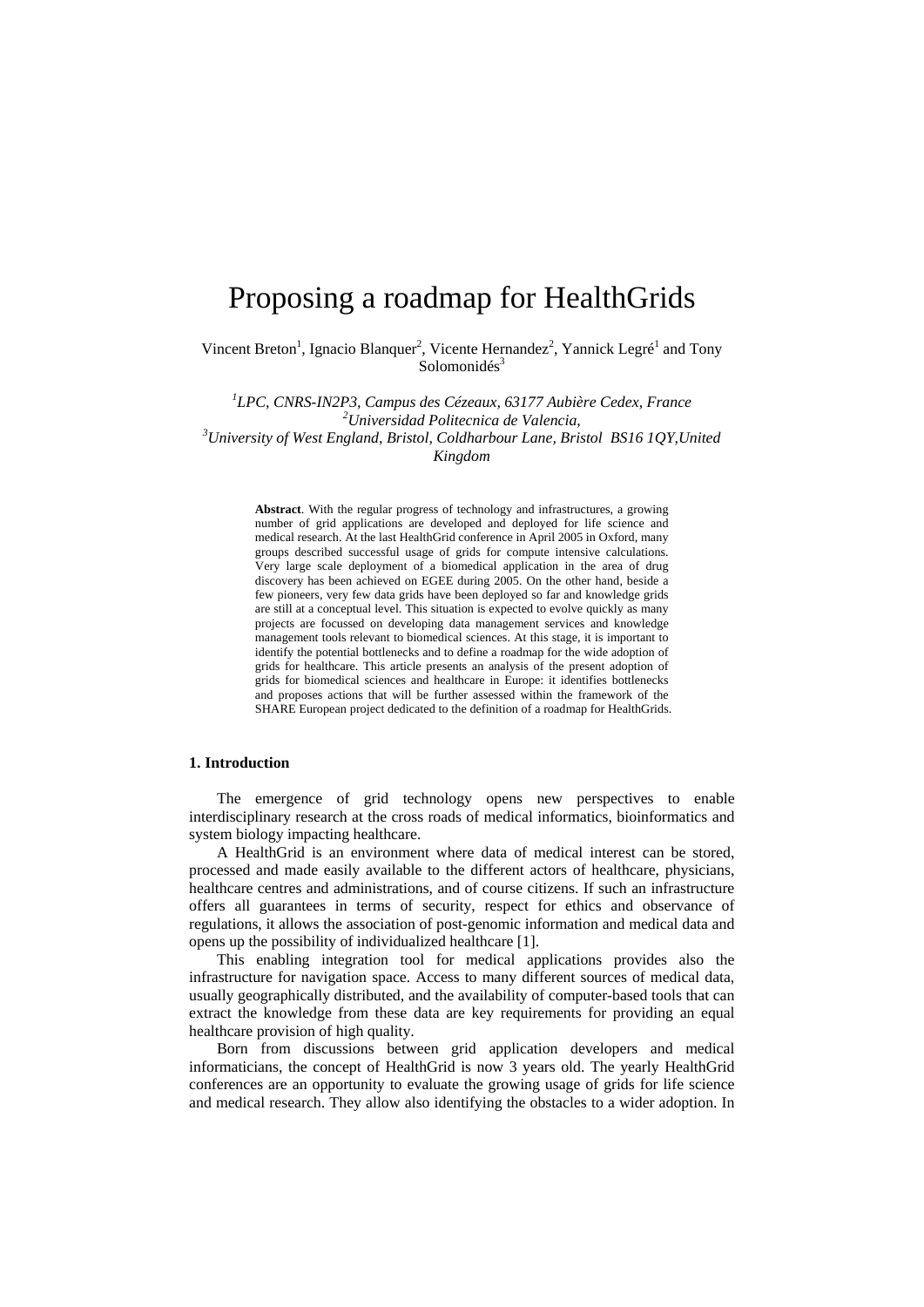# Proposing a roadmap for HealthGrids

Vincent Breton[1], Ignacio Blanquer[2], Vicente Hernandez[2], Yannick Legré[1] and Tony Solomonidés[3]

*[1]LPC, CNRS-IN2P3, Campus des Cézeaux, 63177 Aubière Cedex, France*
*[2]Universidad Politecnica de Valencia,*
*[3]University of West England, Bristol, Coldharbour Lane, Bristol BS16 1QY,United Kingdom*

**Abstract**. With the regular progress of technology and infrastructures, a growing number of grid applications are developed and deployed for life science and medical research. At the last HealthGrid conference in April 2005 in Oxford, many groups described successful usage of grids for compute intensive calculations. Very large scale deployment of a biomedical application in the area of drug discovery has been achieved on EGEE during 2005. On the other hand, beside a few pioneers, very few data grids have been deployed so far and knowledge grids are still at a conceptual level. This situation is expected to evolve quickly as many projects are focussed on developing data management services and knowledge management tools relevant to biomedical sciences. At this stage, it is important to identify the potential bottlenecks and to define a roadmap for the wide adoption of grids for healthcare. This article presents an analysis of the present adoption of grids for biomedical sciences and healthcare in Europe: it identifies bottlenecks and proposes actions that will be further assessed within the framework of the SHARE European project dedicated to the definition of a roadmap for HealthGrids.

## 1. Introduction

The emergence of grid technology opens new perspectives to enable interdisciplinary research at the cross roads of medical informatics, bioinformatics and system biology impacting healthcare.

A HealthGrid is an environment where data of medical interest can be stored, processed and made easily available to the different actors of healthcare, physicians, healthcare centres and administrations, and of course citizens. If such an infrastructure offers all guarantees in terms of security, respect for ethics and observance of regulations, it allows the association of post-genomic information and medical data and opens up the possibility of individualized healthcare [1].

This enabling integration tool for medical applications provides also the infrastructure for navigation space. Access to many different sources of medical data, usually geographically distributed, and the availability of computer-based tools that can extract the knowledge from these data are key requirements for providing an equal healthcare provision of high quality.

Born from discussions between grid application developers and medical informaticians, the concept of HealthGrid is now 3 years old. The yearly HealthGrid conferences are an opportunity to evaluate the growing usage of grids for life science and medical research. They allow also identifying the obstacles to a wider adoption. In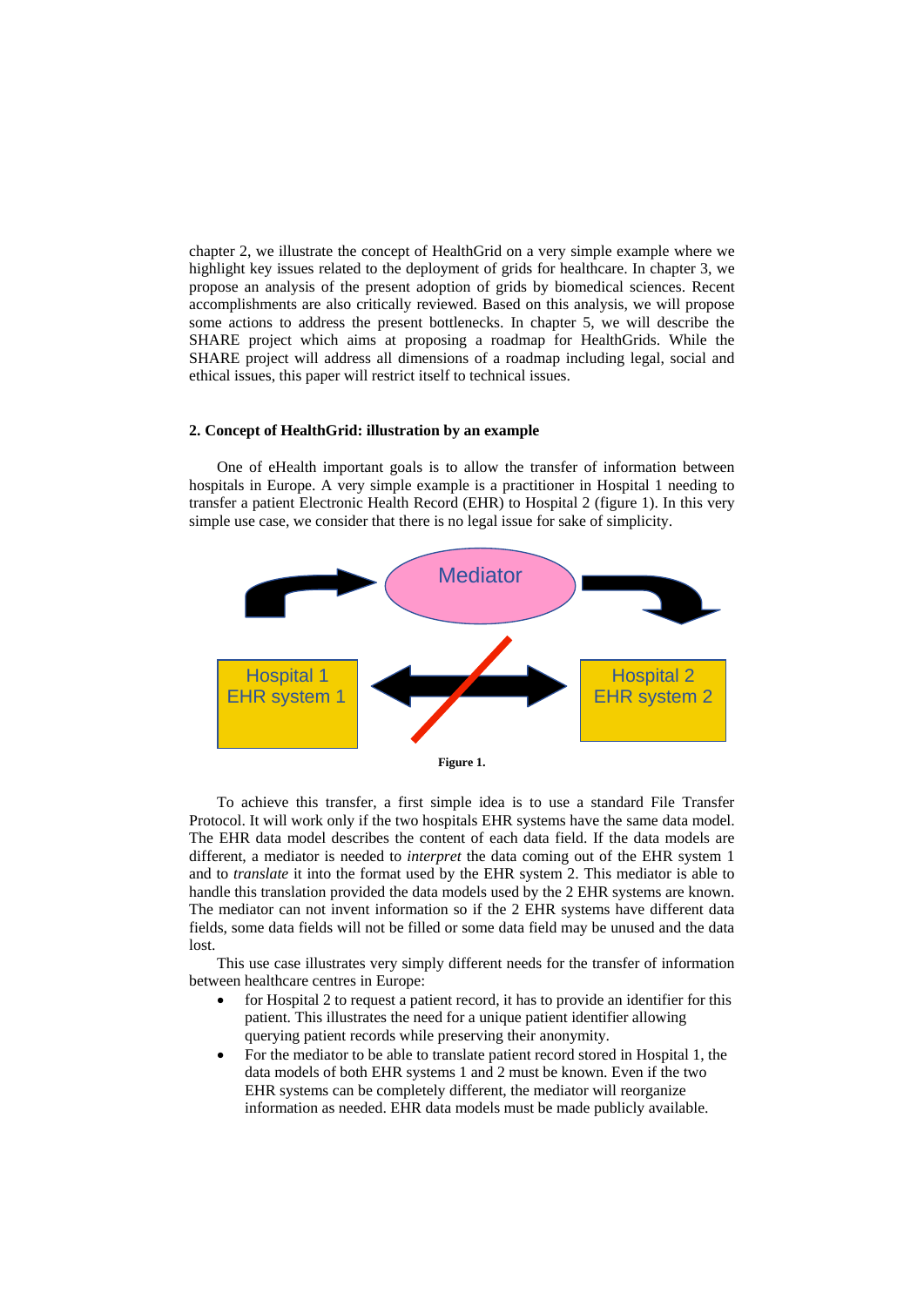chapter 2, we illustrate the concept of HealthGrid on a very simple example where we highlight key issues related to the deployment of grids for healthcare. In chapter 3, we propose an analysis of the present adoption of grids by biomedical sciences. Recent accomplishments are also critically reviewed. Based on this analysis, we will propose some actions to address the present bottlenecks. In chapter 5, we will describe the SHARE project which aims at proposing a roadmap for HealthGrids. While the SHARE project will address all dimensions of a roadmap including legal, social and ethical issues, this paper will restrict itself to technical issues.

## 2. Concept of HealthGrid: illustration by an example

One of eHealth important goals is to allow the transfer of information between hospitals in Europe. A very simple example is a practitioner in Hospital 1 needing to transfer a patient Electronic Health Record (EHR) to Hospital 2 (figure 1). In this very simple use case, we consider that there is no legal issue for sake of simplicity.

Mediator

Hospital 1
EHR system 1

Hospital 2
EHR system 2

**Figure 1.**

To achieve this transfer, a first simple idea is to use a standard File Transfer Protocol. It will work only if the two hospitals EHR systems have the same data model. The EHR data model describes the content of each data field. If the data models are different, a mediator is needed to *interpret* the data coming out of the EHR system 1 and to *translate* it into the format used by the EHR system 2. This mediator is able to handle this translation provided the data models used by the 2 EHR systems are known. The mediator can not invent information so if the 2 EHR systems have different data fields, some data fields will not be filled or some data field may be unused and the data lost.

This use case illustrates very simply different needs for the transfer of information between healthcare centres in Europe:

- for Hospital 2 to request a patient record, it has to provide an identifier for this patient. This illustrates the need for a unique patient identifier allowing querying patient records while preserving their anonymity.
- For the mediator to be able to translate patient record stored in Hospital 1, the data models of both EHR systems 1 and 2 must be known. Even if the two EHR systems can be completely different, the mediator will reorganize information as needed. EHR data models must be made publicly available.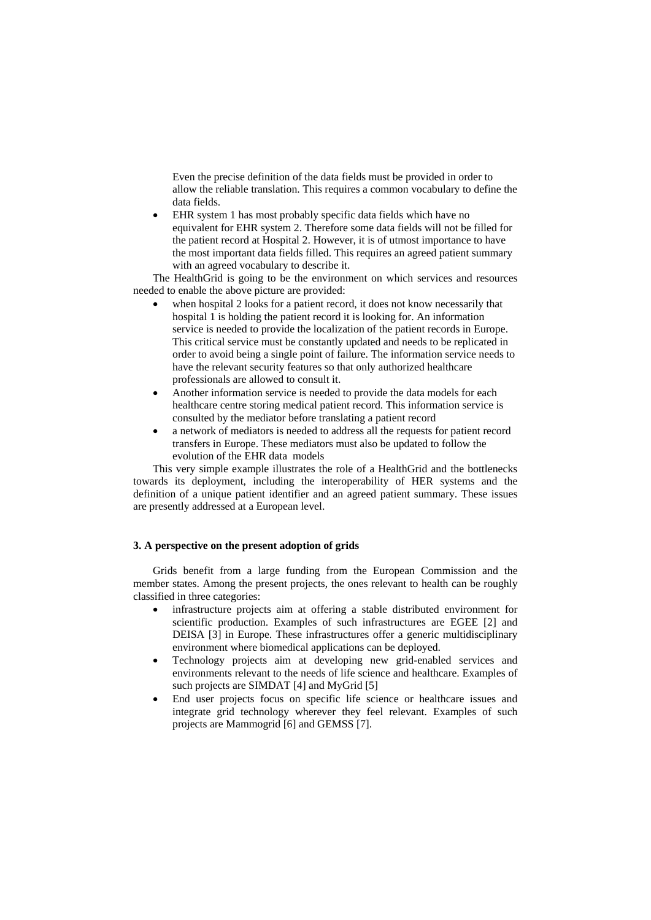Even the precise definition of the data fields must be provided in order to allow the reliable translation. This requires a common vocabulary to define the data fields.

- EHR system 1 has most probably specific data fields which have no equivalent for EHR system 2. Therefore some data fields will not be filled for the patient record at Hospital 2. However, it is of utmost importance to have the most important data fields filled. This requires an agreed patient summary with an agreed vocabulary to describe it.

The HealthGrid is going to be the environment on which services and resources needed to enable the above picture are provided:

- when hospital 2 looks for a patient record, it does not know necessarily that hospital 1 is holding the patient record it is looking for. An information service is needed to provide the localization of the patient records in Europe. This critical service must be constantly updated and needs to be replicated in order to avoid being a single point of failure. The information service needs to have the relevant security features so that only authorized healthcare professionals are allowed to consult it.
- Another information service is needed to provide the data models for each healthcare centre storing medical patient record. This information service is consulted by the mediator before translating a patient record
- a network of mediators is needed to address all the requests for patient record transfers in Europe. These mediators must also be updated to follow the evolution of the EHR data models

This very simple example illustrates the role of a HealthGrid and the bottlenecks towards its deployment, including the interoperability of HER systems and the definition of a unique patient identifier and an agreed patient summary. These issues are presently addressed at a European level.

### 3. A perspective on the present adoption of grids

Grids benefit from a large funding from the European Commission and the member states. Among the present projects, the ones relevant to health can be roughly classified in three categories:

- infrastructure projects aim at offering a stable distributed environment for scientific production. Examples of such infrastructures are EGEE [2] and DEISA [3] in Europe. These infrastructures offer a generic multidisciplinary environment where biomedical applications can be deployed.
- Technology projects aim at developing new grid-enabled services and environments relevant to the needs of life science and healthcare. Examples of such projects are SIMDAT [4] and MyGrid [5]
- End user projects focus on specific life science or healthcare issues and integrate grid technology wherever they feel relevant. Examples of such projects are Mammogrid [6] and GEMSS [7].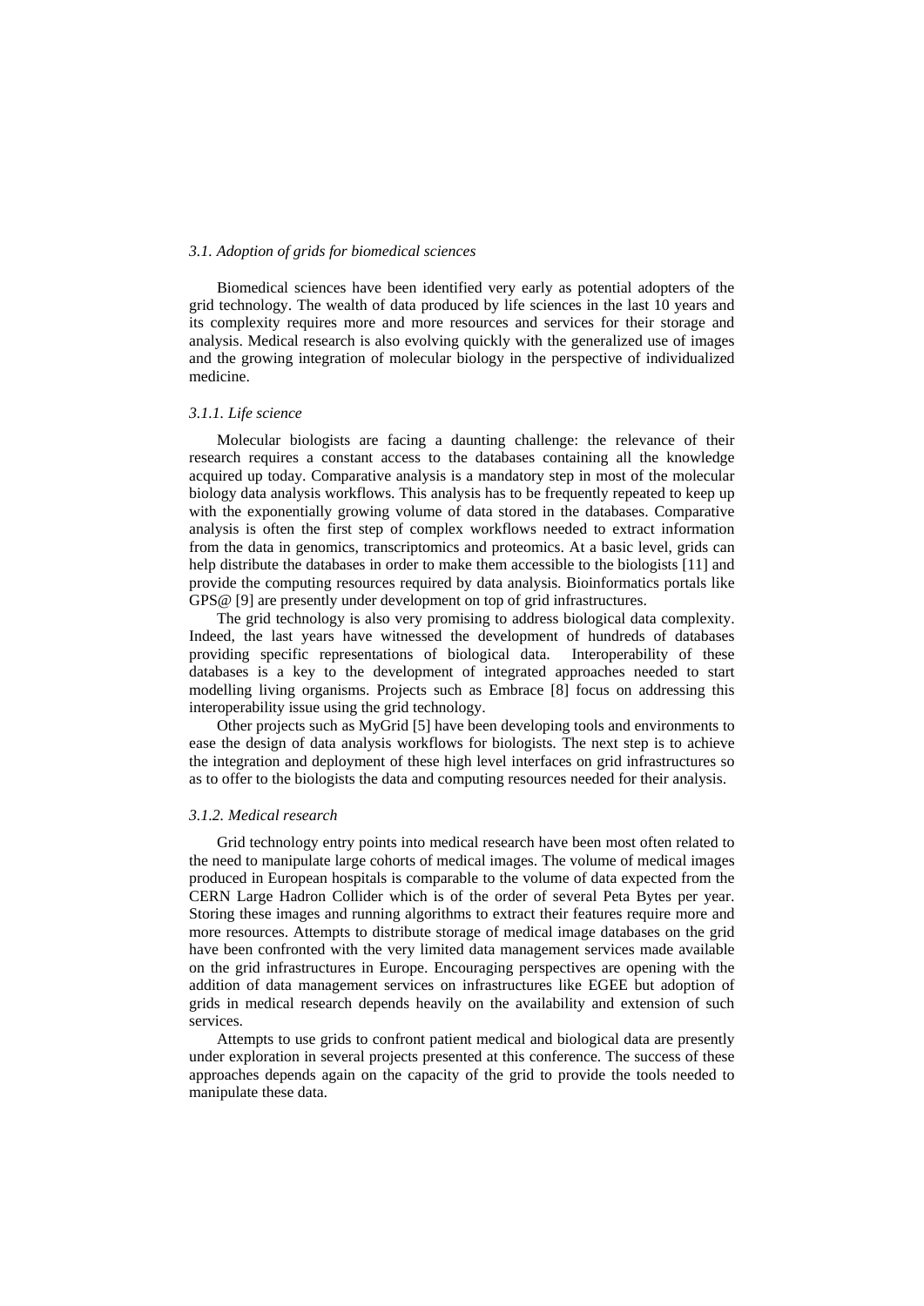### *3.1. Adoption of grids for biomedical sciences*

Biomedical sciences have been identified very early as potential adopters of the grid technology. The wealth of data produced by life sciences in the last 10 years and its complexity requires more and more resources and services for their storage and analysis. Medical research is also evolving quickly with the generalized use of images and the growing integration of molecular biology in the perspective of individualized medicine.

#### *3.1.1. Life science*

Molecular biologists are facing a daunting challenge: the relevance of their research requires a constant access to the databases containing all the knowledge acquired up today. Comparative analysis is a mandatory step in most of the molecular biology data analysis workflows. This analysis has to be frequently repeated to keep up with the exponentially growing volume of data stored in the databases. Comparative analysis is often the first step of complex workflows needed to extract information from the data in genomics, transcriptomics and proteomics. At a basic level, grids can help distribute the databases in order to make them accessible to the biologists [11] and provide the computing resources required by data analysis. Bioinformatics portals like GPS@ [9] are presently under development on top of grid infrastructures.

The grid technology is also very promising to address biological data complexity. Indeed, the last years have witnessed the development of hundreds of databases providing specific representations of biological data. Interoperability of these databases is a key to the development of integrated approaches needed to start modelling living organisms. Projects such as Embrace [8] focus on addressing this interoperability issue using the grid technology.

Other projects such as MyGrid [5] have been developing tools and environments to ease the design of data analysis workflows for biologists. The next step is to achieve the integration and deployment of these high level interfaces on grid infrastructures so as to offer to the biologists the data and computing resources needed for their analysis.

#### *3.1.2. Medical research*

Grid technology entry points into medical research have been most often related to the need to manipulate large cohorts of medical images. The volume of medical images produced in European hospitals is comparable to the volume of data expected from the CERN Large Hadron Collider which is of the order of several Peta Bytes per year. Storing these images and running algorithms to extract their features require more and more resources. Attempts to distribute storage of medical image databases on the grid have been confronted with the very limited data management services made available on the grid infrastructures in Europe. Encouraging perspectives are opening with the addition of data management services on infrastructures like EGEE but adoption of grids in medical research depends heavily on the availability and extension of such services.

Attempts to use grids to confront patient medical and biological data are presently under exploration in several projects presented at this conference. The success of these approaches depends again on the capacity of the grid to provide the tools needed to manipulate these data.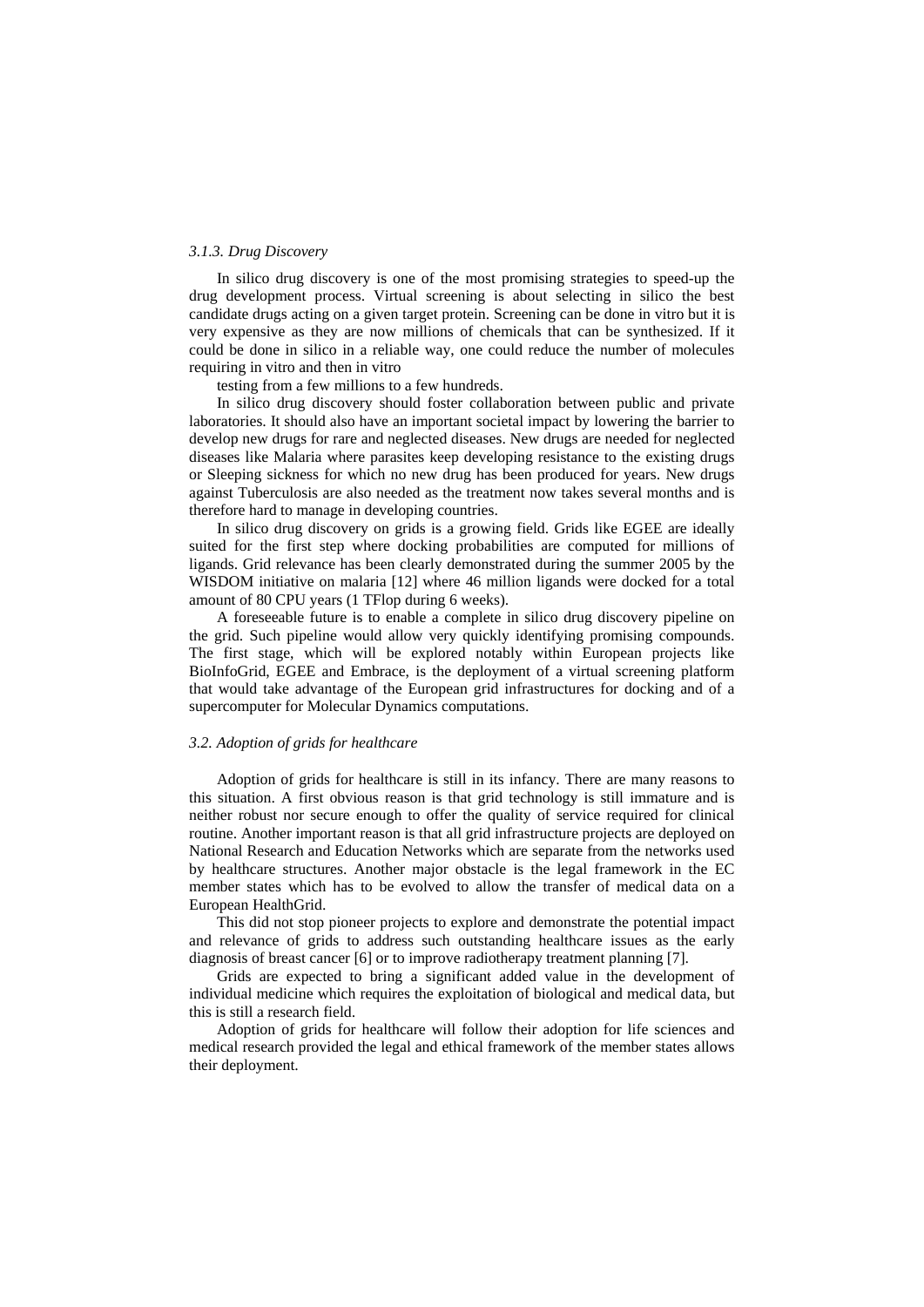*3.1.3. Drug Discovery*

In silico drug discovery is one of the most promising strategies to speed-up the drug development process. Virtual screening is about selecting in silico the best candidate drugs acting on a given target protein. Screening can be done in vitro but it is very expensive as they are now millions of chemicals that can be synthesized. If it could be done in silico in a reliable way, one could reduce the number of molecules requiring in vitro and then in vitro

testing from a few millions to a few hundreds.

In silico drug discovery should foster collaboration between public and private laboratories. It should also have an important societal impact by lowering the barrier to develop new drugs for rare and neglected diseases. New drugs are needed for neglected diseases like Malaria where parasites keep developing resistance to the existing drugs or Sleeping sickness for which no new drug has been produced for years. New drugs against Tuberculosis are also needed as the treatment now takes several months and is therefore hard to manage in developing countries.

In silico drug discovery on grids is a growing field. Grids like EGEE are ideally suited for the first step where docking probabilities are computed for millions of ligands. Grid relevance has been clearly demonstrated during the summer 2005 by the WISDOM initiative on malaria [12] where 46 million ligands were docked for a total amount of 80 CPU years (1 TFlop during 6 weeks).

A foreseeable future is to enable a complete in silico drug discovery pipeline on the grid. Such pipeline would allow very quickly identifying promising compounds. The first stage, which will be explored notably within European projects like BioInfoGrid, EGEE and Embrace, is the deployment of a virtual screening platform that would take advantage of the European grid infrastructures for docking and of a supercomputer for Molecular Dynamics computations.

*3.2. Adoption of grids for healthcare*

Adoption of grids for healthcare is still in its infancy. There are many reasons to this situation. A first obvious reason is that grid technology is still immature and is neither robust nor secure enough to offer the quality of service required for clinical routine. Another important reason is that all grid infrastructure projects are deployed on National Research and Education Networks which are separate from the networks used by healthcare structures. Another major obstacle is the legal framework in the EC member states which has to be evolved to allow the transfer of medical data on a European HealthGrid.

This did not stop pioneer projects to explore and demonstrate the potential impact and relevance of grids to address such outstanding healthcare issues as the early diagnosis of breast cancer [6] or to improve radiotherapy treatment planning [7].

Grids are expected to bring a significant added value in the development of individual medicine which requires the exploitation of biological and medical data, but this is still a research field.

Adoption of grids for healthcare will follow their adoption for life sciences and medical research provided the legal and ethical framework of the member states allows their deployment.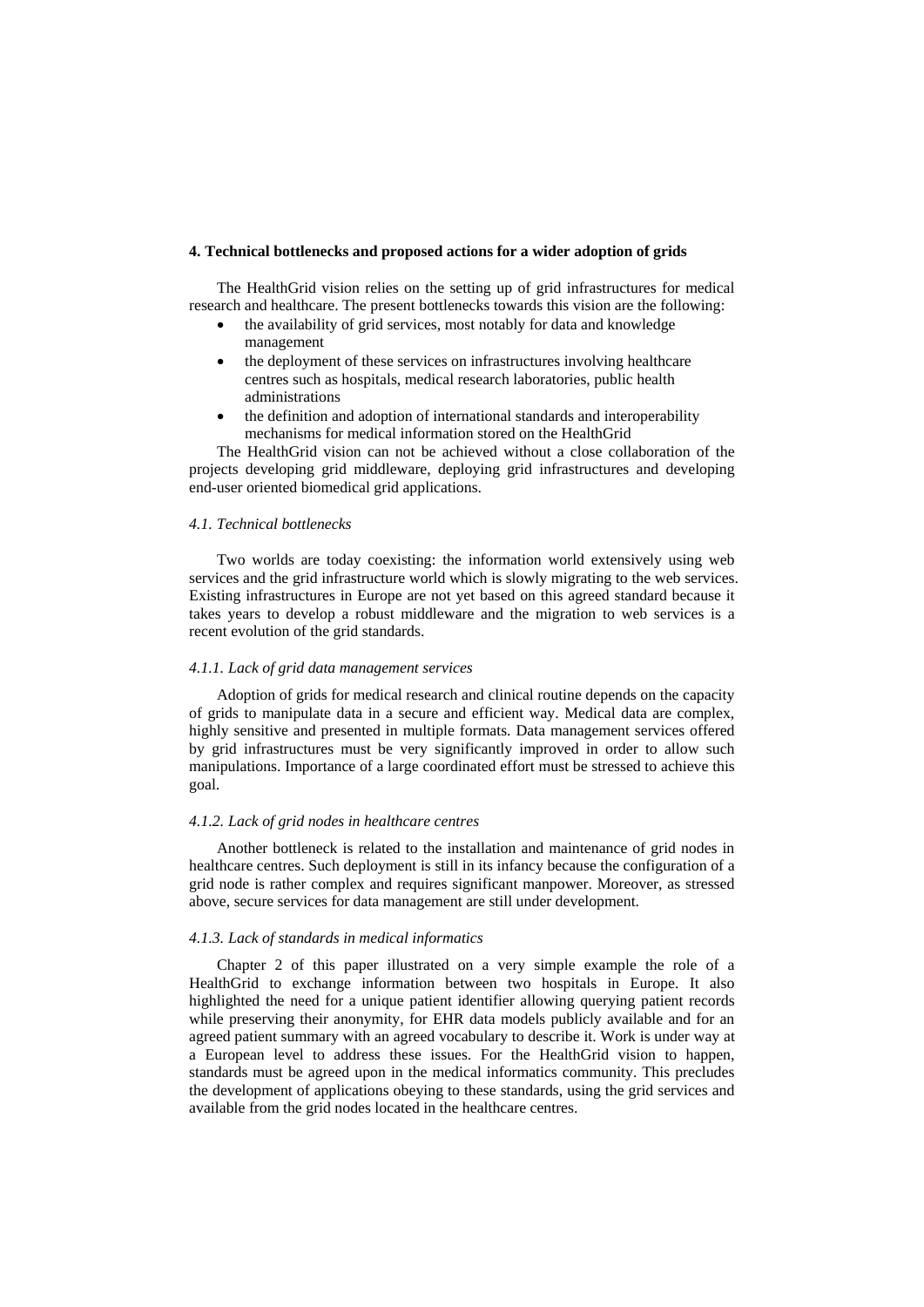## 4. Technical bottlenecks and proposed actions for a wider adoption of grids

The HealthGrid vision relies on the setting up of grid infrastructures for medical research and healthcare. The present bottlenecks towards this vision are the following:

- the availability of grid services, most notably for data and knowledge management
- the deployment of these services on infrastructures involving healthcare centres such as hospitals, medical research laboratories, public health administrations
- the definition and adoption of international standards and interoperability mechanisms for medical information stored on the HealthGrid

The HealthGrid vision can not be achieved without a close collaboration of the projects developing grid middleware, deploying grid infrastructures and developing end-user oriented biomedical grid applications.

### *4.1. Technical bottlenecks*

Two worlds are today coexisting: the information world extensively using web services and the grid infrastructure world which is slowly migrating to the web services. Existing infrastructures in Europe are not yet based on this agreed standard because it takes years to develop a robust middleware and the migration to web services is a recent evolution of the grid standards.

#### *4.1.1. Lack of grid data management services*

Adoption of grids for medical research and clinical routine depends on the capacity of grids to manipulate data in a secure and efficient way. Medical data are complex, highly sensitive and presented in multiple formats. Data management services offered by grid infrastructures must be very significantly improved in order to allow such manipulations. Importance of a large coordinated effort must be stressed to achieve this goal.

#### *4.1.2. Lack of grid nodes in healthcare centres*

Another bottleneck is related to the installation and maintenance of grid nodes in healthcare centres. Such deployment is still in its infancy because the configuration of a grid node is rather complex and requires significant manpower. Moreover, as stressed above, secure services for data management are still under development.

#### *4.1.3. Lack of standards in medical informatics*

Chapter 2 of this paper illustrated on a very simple example the role of a HealthGrid to exchange information between two hospitals in Europe. It also highlighted the need for a unique patient identifier allowing querying patient records while preserving their anonymity, for EHR data models publicly available and for an agreed patient summary with an agreed vocabulary to describe it. Work is under way at a European level to address these issues. For the HealthGrid vision to happen, standards must be agreed upon in the medical informatics community. This precludes the development of applications obeying to these standards, using the grid services and available from the grid nodes located in the healthcare centres.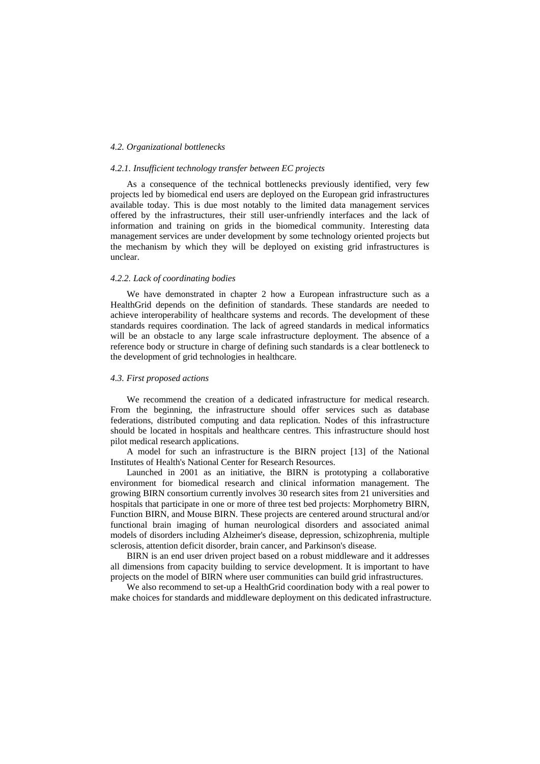### *4.2. Organizational bottlenecks*

#### *4.2.1. Insufficient technology transfer between EC projects*

As a consequence of the technical bottlenecks previously identified, very few projects led by biomedical end users are deployed on the European grid infrastructures available today. This is due most notably to the limited data management services offered by the infrastructures, their still user-unfriendly interfaces and the lack of information and training on grids in the biomedical community. Interesting data management services are under development by some technology oriented projects but the mechanism by which they will be deployed on existing grid infrastructures is unclear.

#### *4.2.2. Lack of coordinating bodies*

We have demonstrated in chapter 2 how a European infrastructure such as a HealthGrid depends on the definition of standards. These standards are needed to achieve interoperability of healthcare systems and records. The development of these standards requires coordination. The lack of agreed standards in medical informatics will be an obstacle to any large scale infrastructure deployment. The absence of a reference body or structure in charge of defining such standards is a clear bottleneck to the development of grid technologies in healthcare.

### *4.3. First proposed actions*

We recommend the creation of a dedicated infrastructure for medical research. From the beginning, the infrastructure should offer services such as database federations, distributed computing and data replication. Nodes of this infrastructure should be located in hospitals and healthcare centres. This infrastructure should host pilot medical research applications.

A model for such an infrastructure is the BIRN project [13] of the National Institutes of Health's National Center for Research Resources.

Launched in 2001 as an initiative, the BIRN is prototyping a collaborative environment for biomedical research and clinical information management. The growing BIRN consortium currently involves 30 research sites from 21 universities and hospitals that participate in one or more of three test bed projects: Morphometry BIRN, Function BIRN, and Mouse BIRN. These projects are centered around structural and/or functional brain imaging of human neurological disorders and associated animal models of disorders including Alzheimer's disease, depression, schizophrenia, multiple sclerosis, attention deficit disorder, brain cancer, and Parkinson's disease.

BIRN is an end user driven project based on a robust middleware and it addresses all dimensions from capacity building to service development. It is important to have projects on the model of BIRN where user communities can build grid infrastructures.

We also recommend to set-up a HealthGrid coordination body with a real power to make choices for standards and middleware deployment on this dedicated infrastructure.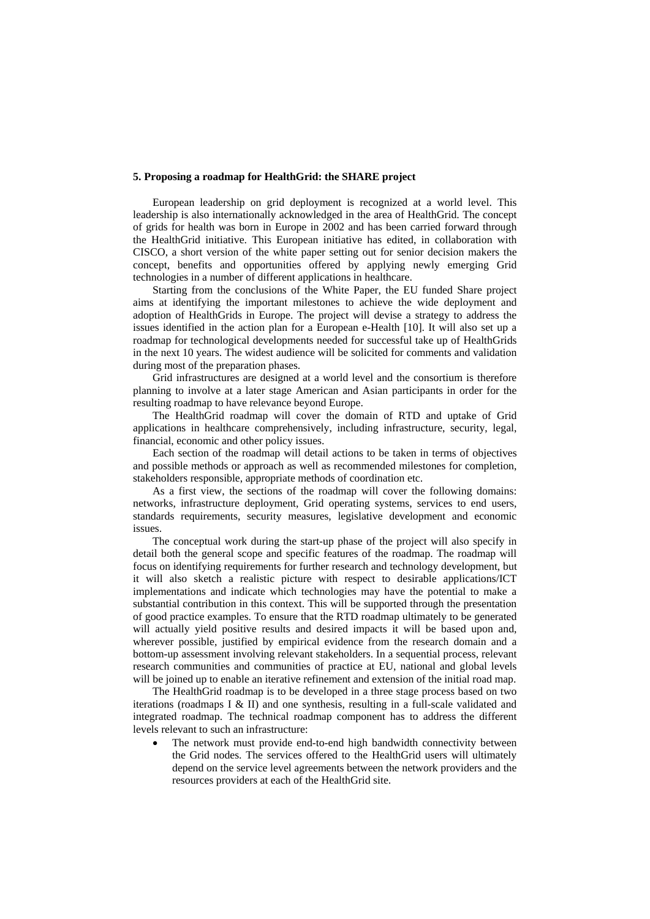## 5. Proposing a roadmap for HealthGrid: the SHARE project

European leadership on grid deployment is recognized at a world level. This leadership is also internationally acknowledged in the area of HealthGrid. The concept of grids for health was born in Europe in 2002 and has been carried forward through the HealthGrid initiative. This European initiative has edited, in collaboration with CISCO, a short version of the white paper setting out for senior decision makers the concept, benefits and opportunities offered by applying newly emerging Grid technologies in a number of different applications in healthcare.

Starting from the conclusions of the White Paper, the EU funded Share project aims at identifying the important milestones to achieve the wide deployment and adoption of HealthGrids in Europe. The project will devise a strategy to address the issues identified in the action plan for a European e-Health [10]. It will also set up a roadmap for technological developments needed for successful take up of HealthGrids in the next 10 years. The widest audience will be solicited for comments and validation during most of the preparation phases.

Grid infrastructures are designed at a world level and the consortium is therefore planning to involve at a later stage American and Asian participants in order for the resulting roadmap to have relevance beyond Europe.

The HealthGrid roadmap will cover the domain of RTD and uptake of Grid applications in healthcare comprehensively, including infrastructure, security, legal, financial, economic and other policy issues.

Each section of the roadmap will detail actions to be taken in terms of objectives and possible methods or approach as well as recommended milestones for completion, stakeholders responsible, appropriate methods of coordination etc.

As a first view, the sections of the roadmap will cover the following domains: networks, infrastructure deployment, Grid operating systems, services to end users, standards requirements, security measures, legislative development and economic issues.

The conceptual work during the start-up phase of the project will also specify in detail both the general scope and specific features of the roadmap. The roadmap will focus on identifying requirements for further research and technology development, but it will also sketch a realistic picture with respect to desirable applications/ICT implementations and indicate which technologies may have the potential to make a substantial contribution in this context. This will be supported through the presentation of good practice examples. To ensure that the RTD roadmap ultimately to be generated will actually yield positive results and desired impacts it will be based upon and, wherever possible, justified by empirical evidence from the research domain and a bottom-up assessment involving relevant stakeholders. In a sequential process, relevant research communities and communities of practice at EU, national and global levels will be joined up to enable an iterative refinement and extension of the initial road map.

The HealthGrid roadmap is to be developed in a three stage process based on two iterations (roadmaps I & II) and one synthesis, resulting in a full-scale validated and integrated roadmap. The technical roadmap component has to address the different levels relevant to such an infrastructure:

- The network must provide end-to-end high bandwidth connectivity between the Grid nodes. The services offered to the HealthGrid users will ultimately depend on the service level agreements between the network providers and the resources providers at each of the HealthGrid site.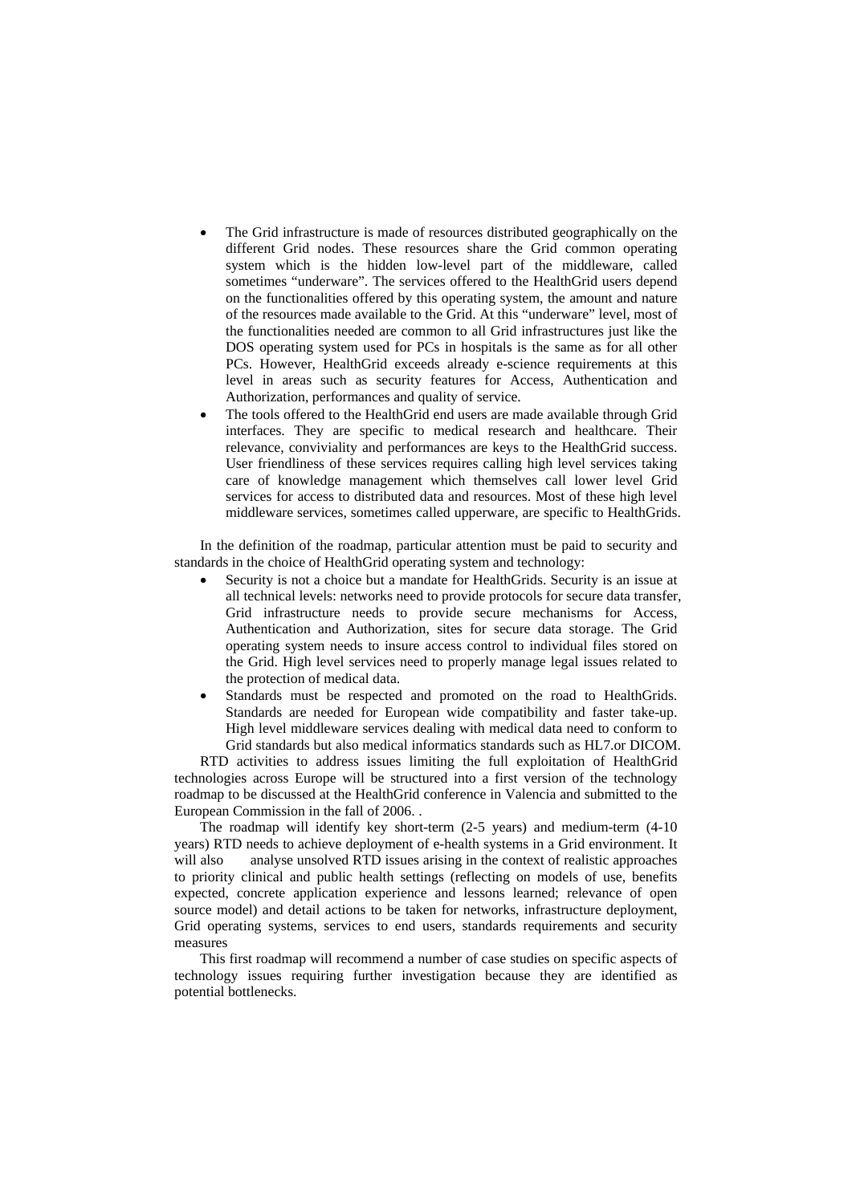- The Grid infrastructure is made of resources distributed geographically on the different Grid nodes. These resources share the Grid common operating system which is the hidden low-level part of the middleware, called sometimes "underware". The services offered to the HealthGrid users depend on the functionalities offered by this operating system, the amount and nature of the resources made available to the Grid. At this "underware" level, most of the functionalities needed are common to all Grid infrastructures just like the DOS operating system used for PCs in hospitals is the same as for all other PCs. However, HealthGrid exceeds already e-science requirements at this level in areas such as security features for Access, Authentication and Authorization, performances and quality of service.
- The tools offered to the HealthGrid end users are made available through Grid interfaces. They are specific to medical research and healthcare. Their relevance, conviviality and performances are keys to the HealthGrid success. User friendliness of these services requires calling high level services taking care of knowledge management which themselves call lower level Grid services for access to distributed data and resources. Most of these high level middleware services, sometimes called upperware, are specific to HealthGrids.

In the definition of the roadmap, particular attention must be paid to security and standards in the choice of HealthGrid operating system and technology:

- Security is not a choice but a mandate for HealthGrids. Security is an issue at all technical levels: networks need to provide protocols for secure data transfer, Grid infrastructure needs to provide secure mechanisms for Access, Authentication and Authorization, sites for secure data storage. The Grid operating system needs to insure access control to individual files stored on the Grid. High level services need to properly manage legal issues related to the protection of medical data.
- Standards must be respected and promoted on the road to HealthGrids. Standards are needed for European wide compatibility and faster take-up. High level middleware services dealing with medical data need to conform to Grid standards but also medical informatics standards such as HL7.or DICOM.

RTD activities to address issues limiting the full exploitation of HealthGrid technologies across Europe will be structured into a first version of the technology roadmap to be discussed at the HealthGrid conference in Valencia and submitted to the European Commission in the fall of 2006. .

The roadmap will identify key short-term (2-5 years) and medium-term (4-10 years) RTD needs to achieve deployment of e-health systems in a Grid environment. It will also analyse unsolved RTD issues arising in the context of realistic approaches to priority clinical and public health settings (reflecting on models of use, benefits expected, concrete application experience and lessons learned; relevance of open source model) and detail actions to be taken for networks, infrastructure deployment, Grid operating systems, services to end users, standards requirements and security measures

This first roadmap will recommend a number of case studies on specific aspects of technology issues requiring further investigation because they are identified as potential bottlenecks.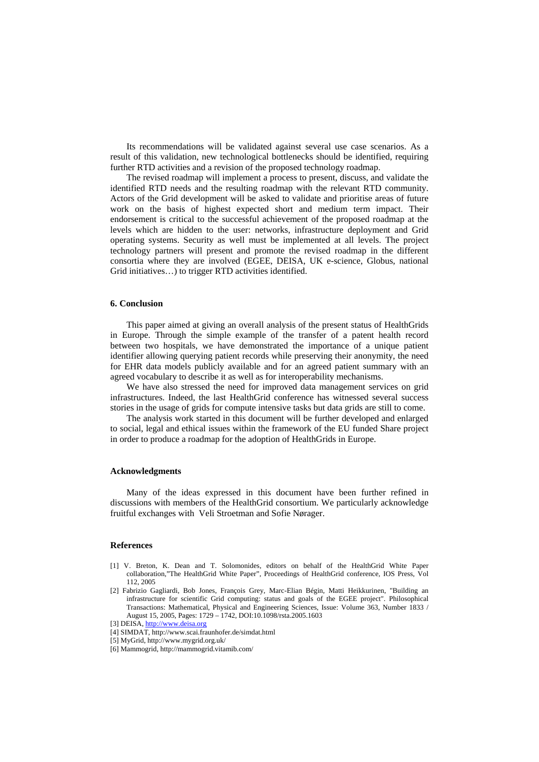Its recommendations will be validated against several use case scenarios. As a result of this validation, new technological bottlenecks should be identified, requiring further RTD activities and a revision of the proposed technology roadmap.

The revised roadmap will implement a process to present, discuss, and validate the identified RTD needs and the resulting roadmap with the relevant RTD community. Actors of the Grid development will be asked to validate and prioritise areas of future work on the basis of highest expected short and medium term impact. Their endorsement is critical to the successful achievement of the proposed roadmap at the levels which are hidden to the user: networks, infrastructure deployment and Grid operating systems. Security as well must be implemented at all levels. The project technology partners will present and promote the revised roadmap in the different consortia where they are involved (EGEE, DEISA, UK e-science, Globus, national Grid initiatives…) to trigger RTD activities identified.

### 6. Conclusion

This paper aimed at giving an overall analysis of the present status of HealthGrids in Europe. Through the simple example of the transfer of a patent health record between two hospitals, we have demonstrated the importance of a unique patient identifier allowing querying patient records while preserving their anonymity, the need for EHR data models publicly available and for an agreed patient summary with an agreed vocabulary to describe it as well as for interoperability mechanisms.

We have also stressed the need for improved data management services on grid infrastructures. Indeed, the last HealthGrid conference has witnessed several success stories in the usage of grids for compute intensive tasks but data grids are still to come.

The analysis work started in this document will be further developed and enlarged to social, legal and ethical issues within the framework of the EU funded Share project in order to produce a roadmap for the adoption of HealthGrids in Europe.

### Acknowledgments

Many of the ideas expressed in this document have been further refined in discussions with members of the HealthGrid consortium. We particularly acknowledge fruitful exchanges with Veli Stroetman and Sofie Nørager.

### References

[1] V. Breton, K. Dean and T. Solomonides, editors on behalf of the HealthGrid White Paper collaboration,"The HealthGrid White Paper", Proceedings of HealthGrid conference, IOS Press, Vol 112, 2005

[2] Fabrizio Gagliardi, Bob Jones, François Grey, Marc-Elian Bégin, Matti Heikkurinen, "Building an infrastructure for scientific Grid computing: status and goals of the EGEE project". Philosophical Transactions: Mathematical, Physical and Engineering Sciences, Issue: Volume 363, Number 1833 / August 15, 2005, Pages: 1729 – 1742, DOI:10.1098/rsta.2005.1603

[3] DEISA, http://www.deisa.org

[4] SIMDAT, http://www.scai.fraunhofer.de/simdat.html

[5] MyGrid, http://www.mygrid.org.uk/

[6] Mammogrid, http://mammogrid.vitamib.com/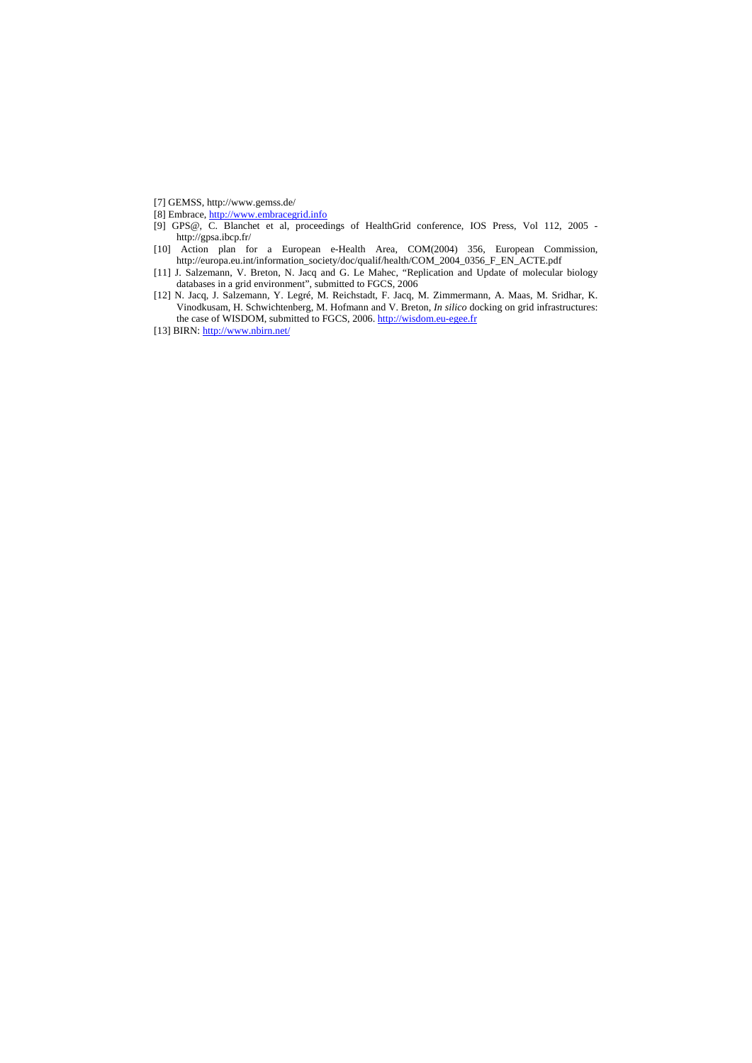[7] GEMSS, http://www.gemss.de/

[8] Embrace, http://www.embracegrid.info

[9] GPS@, C. Blanchet et al, proceedings of HealthGrid conference, IOS Press, Vol 112, 2005 - http://gpsa.ibcp.fr/

[10] Action plan for a European e-Health Area, COM(2004) 356, European Commission, http://europa.eu.int/information_society/doc/qualif/health/COM_2004_0356_F_EN_ACTE.pdf

[11] J. Salzemann, V. Breton, N. Jacq and G. Le Mahec, "Replication and Update of molecular biology databases in a grid environment", submitted to FGCS, 2006

[12] N. Jacq, J. Salzemann, Y. Legré, M. Reichstadt, F. Jacq, M. Zimmermann, A. Maas, M. Sridhar, K. Vinodkusam, H. Schwichtenberg, M. Hofmann and V. Breton, *In silico* docking on grid infrastructures: the case of WISDOM, submitted to FGCS, 2006. http://wisdom.eu-egee.fr

[13] BIRN: http://www.nbirn.net/